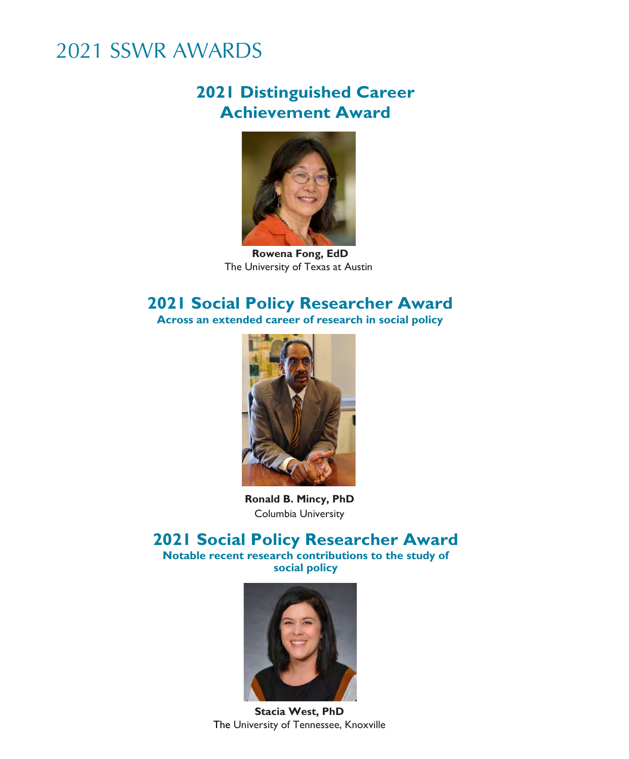# 2021 SSWR AWARDS

## 2021 Distinguished Career Achievement Award

**Rowena Fong, EdD**
The University of Texas at Austin

## 2021 Social Policy Researcher Award

**Across an extended career of research in social policy**

**Ronald B. Mincy, PhD**
Columbia University

## 2021 Social Policy Researcher Award

**Notable recent research contributions to the study of social policy**

**Stacia West, PhD**
The University of Tennessee, Knoxville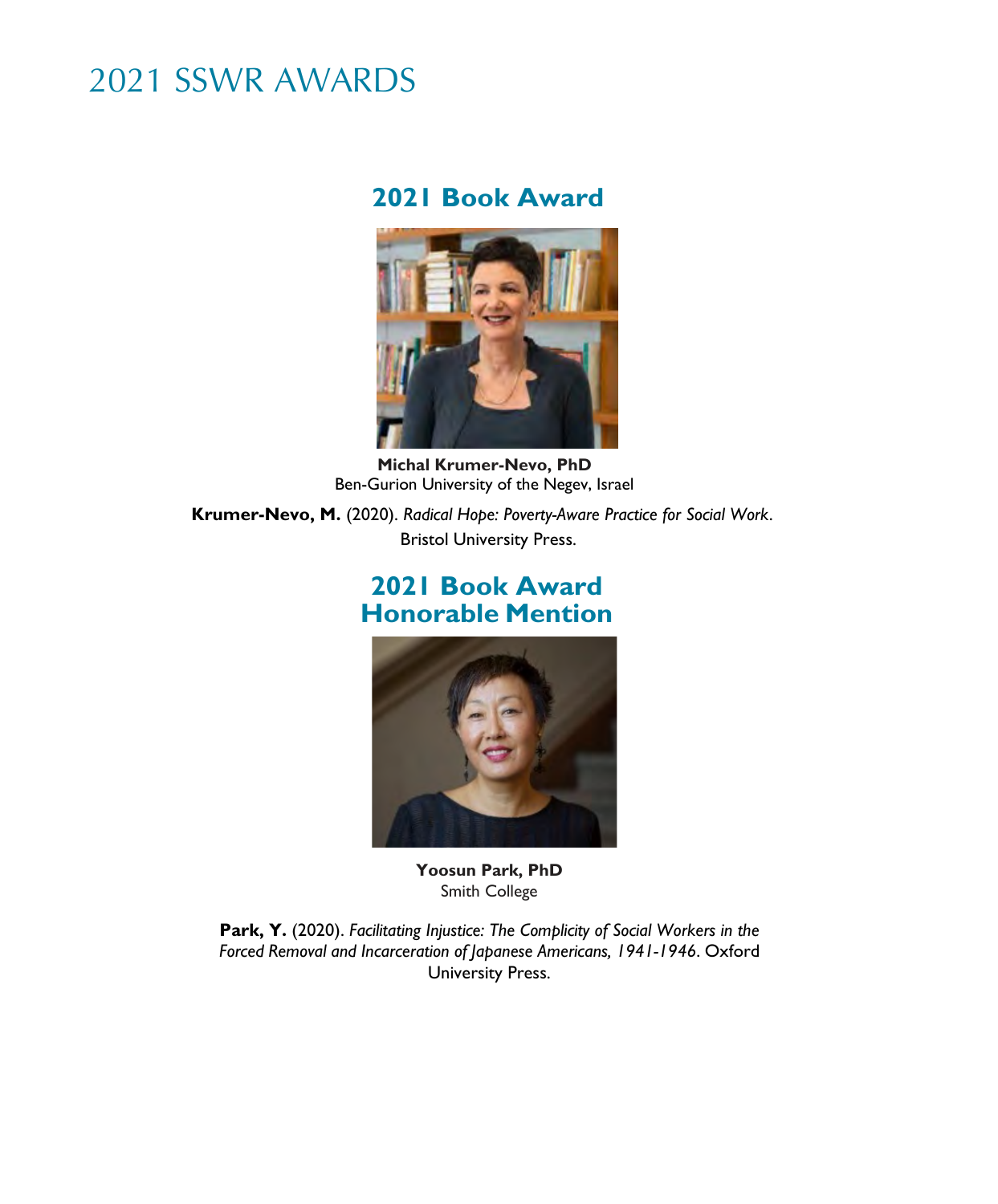# 2021 SSWR AWARDS

## 2021 Book Award

**Michal Krumer-Nevo, PhD**
Ben-Gurion University of the Negev, Israel

**Krumer-Nevo, M.** (2020). *Radical Hope: Poverty-Aware Practice for Social Work*. Bristol University Press.

## 2021 Book Award Honorable Mention

**Yoosun Park, PhD**
Smith College

**Park, Y.** (2020). *Facilitating Injustice: The Complicity of Social Workers in the Forced Removal and Incarceration of Japanese Americans, 1941-1946*. Oxford University Press.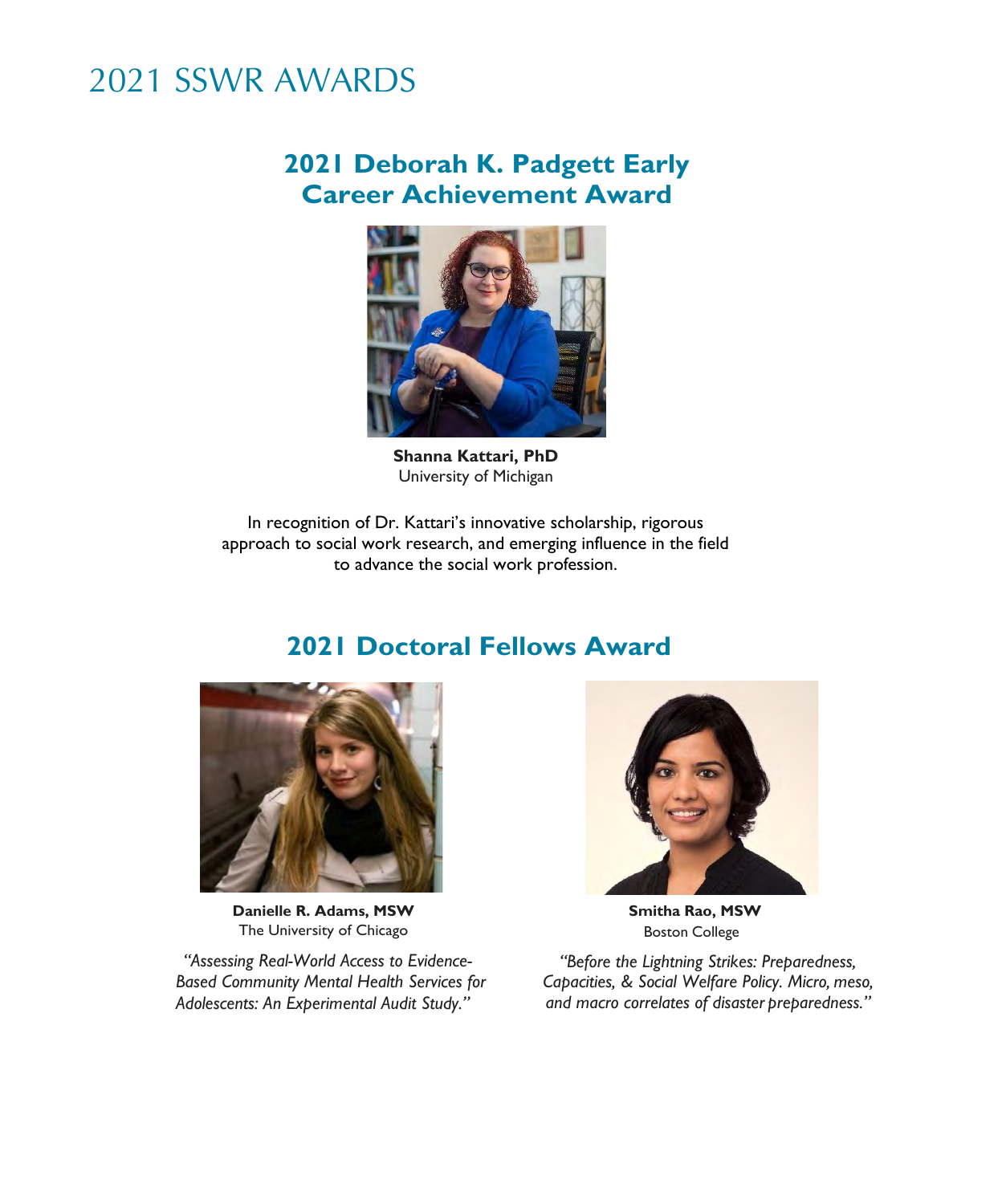# 2021 SSWR AWARDS

## 2021 Deborah K. Padgett Early Career Achievement Award

**Shanna Kattari, PhD**
University of Michigan

In recognition of Dr. Kattari's innovative scholarship, rigorous approach to social work research, and emerging influence in the field to advance the social work profession.

## 2021 Doctoral Fellows Award

**Danielle R. Adams, MSW**
The University of Chicago

*"Assessing Real-World Access to Evidence-Based Community Mental Health Services for Adolescents: An Experimental Audit Study."*

**Smitha Rao, MSW**
Boston College

*"Before the Lightning Strikes: Preparedness, Capacities, & Social Welfare Policy. Micro, meso, and macro correlates of disaster preparedness."*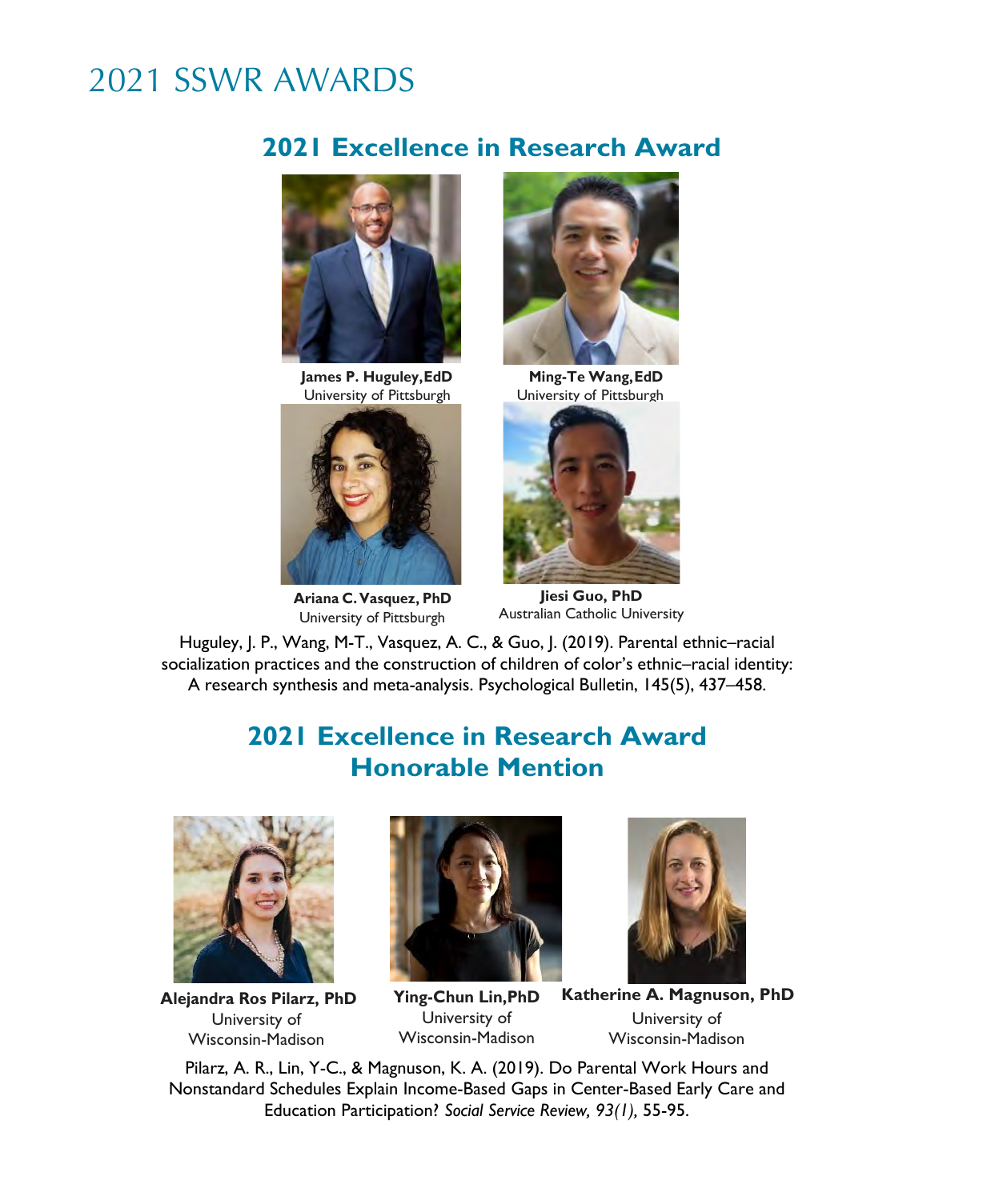# 2021 SSWR AWARDS

## 2021 Excellence in Research Award

**James P. Huguley, EdD**
University of Pittsburgh

**Ming-Te Wang, EdD**
University of Pittsburgh

**Ariana C. Vasquez, PhD**
University of Pittsburgh

**Jiesi Guo, PhD**
Australian Catholic University

Huguley, J. P., Wang, M-T., Vasquez, A. C., & Guo, J. (2019). Parental ethnic–racial socialization practices and the construction of children of color's ethnic–racial identity: A research synthesis and meta-analysis. Psychological Bulletin, 145(5), 437–458.

## 2021 Excellence in Research Award Honorable Mention

**Alejandra Ros Pilarz, PhD**
University of Wisconsin-Madison

**Ying-Chun Lin, PhD**
University of Wisconsin-Madison

**Katherine A. Magnuson, PhD**
University of Wisconsin-Madison

Pilarz, A. R., Lin, Y-C., & Magnuson, K. A. (2019). Do Parental Work Hours and Nonstandard Schedules Explain Income-Based Gaps in Center-Based Early Care and Education Participation? *Social Service Review, 93(1),* 55-95.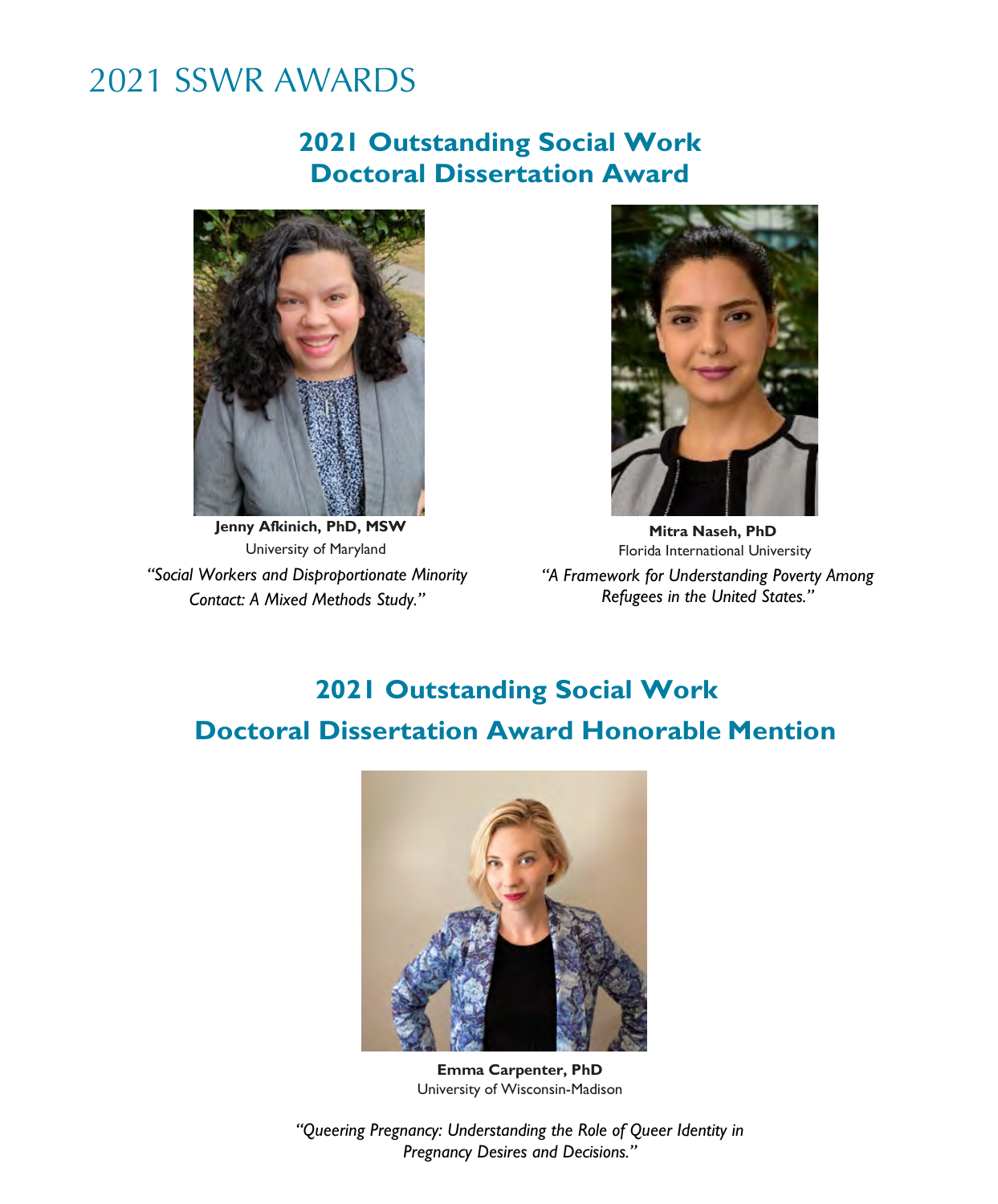# 2021 SSWR AWARDS

## 2021 Outstanding Social Work Doctoral Dissertation Award

**Jenny Afkinich, PhD, MSW**
University of Maryland
*"Social Workers and Disproportionate Minority Contact: A Mixed Methods Study."*

**Mitra Naseh, PhD**
Florida International University
*"A Framework for Understanding Poverty Among Refugees in the United States."*

## 2021 Outstanding Social Work Doctoral Dissertation Award Honorable Mention

**Emma Carpenter, PhD**
University of Wisconsin-Madison

*"Queering Pregnancy: Understanding the Role of Queer Identity in Pregnancy Desires and Decisions."*